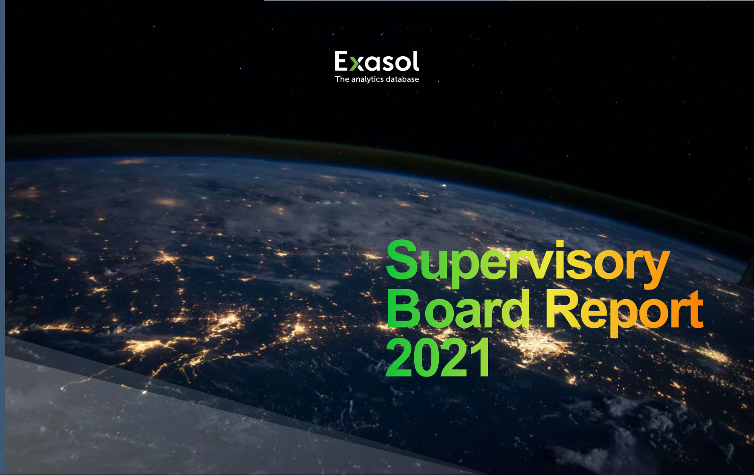Exasol

The analytics database

# Supervisory Board Report 2021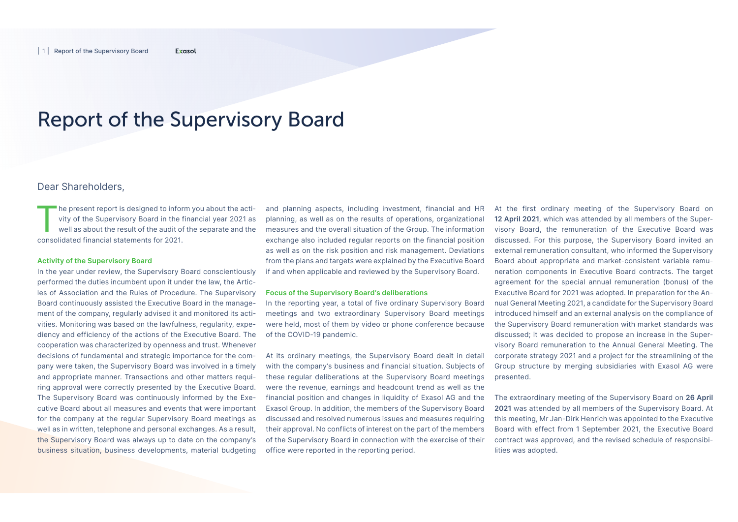# Report of the Supervisory Board

Dear Shareholders,

The present report is designed to inform you about the activity of the Supervisory Board in the financial year 2021 as well as about the result of the audit of the separate and the consolidated financial statements for 2021.

### Activity of the Supervisory Board

In the year under review, the Supervisory Board conscientiously performed the duties incumbent upon it under the law, the Articles of Association and the Rules of Procedure. The Supervisory Board continuously assisted the Executive Board in the management of the company, regularly advised it and monitored its activities. Monitoring was based on the lawfulness, regularity, expediency and efficiency of the actions of the Executive Board. The cooperation was characterized by openness and trust. Whenever decisions of fundamental and strategic importance for the company were taken, the Supervisory Board was involved in a timely and appropriate manner. Transactions and other matters requiring approval were correctly presented by the Executive Board. The Supervisory Board was continuously informed by the Executive Board about all measures and events that were important for the company at the regular Supervisory Board meetings as well as in written, telephone and personal exchanges. As a result, the Supervisory Board was always up to date on the company's business situation, business developments, material budgeting and planning aspects, including investment, financial and HR planning, as well as on the results of operations, organizational measures and the overall situation of the Group. The information exchange also included regular reports on the financial position as well as on the risk position and risk management. Deviations from the plans and targets were explained by the Executive Board if and when applicable and reviewed by the Supervisory Board.

### Focus of the Supervisory Board's deliberations

In the reporting year, a total of five ordinary Supervisory Board meetings and two extraordinary Supervisory Board meetings were held, most of them by video or phone conference because of the COVID-19 pandemic.

At its ordinary meetings, the Supervisory Board dealt in detail with the company's business and financial situation. Subjects of these regular deliberations at the Supervisory Board meetings were the revenue, earnings and headcount trend as well as the financial position and changes in liquidity of Exasol AG and the Exasol Group. In addition, the members of the Supervisory Board discussed and resolved numerous issues and measures requiring their approval. No conflicts of interest on the part of the members of the Supervisory Board in connection with the exercise of their office were reported in the reporting period.

At the first ordinary meeting of the Supervisory Board on **12 April 2021**, which was attended by all members of the Supervisory Board, the remuneration of the Executive Board was discussed. For this purpose, the Supervisory Board invited an external remuneration consultant, who informed the Supervisory Board about appropriate and market-consistent variable remuneration components in Executive Board contracts. The target agreement for the special annual remuneration (bonus) of the Executive Board for 2021 was adopted. In preparation for the Annual General Meeting 2021, a candidate for the Supervisory Board introduced himself and an external analysis on the compliance of the Supervisory Board remuneration with market standards was discussed; it was decided to propose an increase in the Supervisory Board remuneration to the Annual General Meeting. The corporate strategy 2021 and a project for the streamlining of the Group structure by merging subsidiaries with Exasol AG were presented.

The extraordinary meeting of the Supervisory Board on **26 April 2021** was attended by all members of the Supervisory Board. At this meeting, Mr Jan-Dirk Henrich was appointed to the Executive Board with effect from 1 September 2021, the Executive Board contract was approved, and the revised schedule of responsibilities was adopted.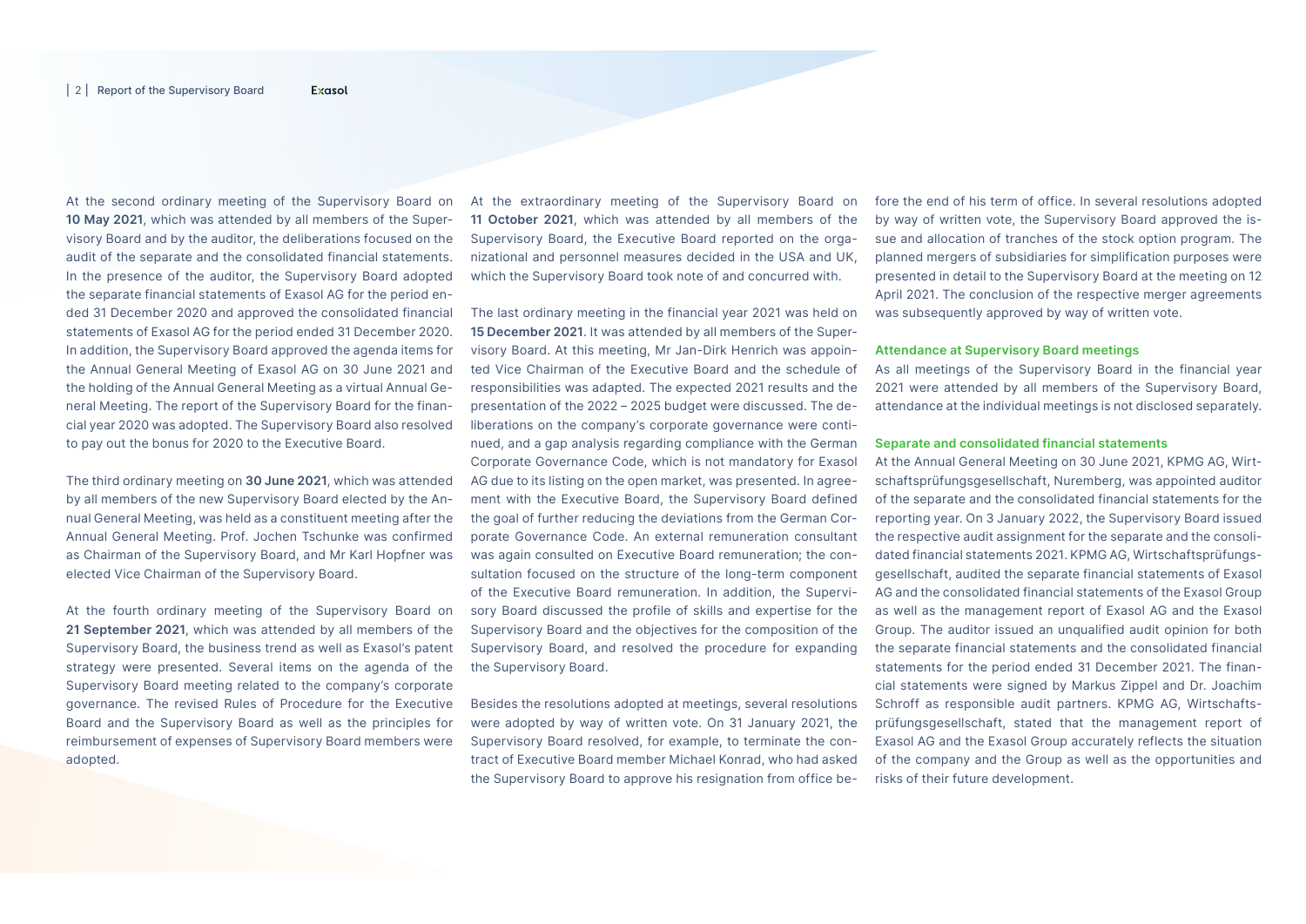At the second ordinary meeting of the Supervisory Board on **10 May 2021**, which was attended by all members of the Supervisory Board and by the auditor, the deliberations focused on the audit of the separate and the consolidated financial statements. In the presence of the auditor, the Supervisory Board adopted the separate financial statements of Exasol AG for the period ended 31 December 2020 and approved the consolidated financial statements of Exasol AG for the period ended 31 December 2020. In addition, the Supervisory Board approved the agenda items for the Annual General Meeting of Exasol AG on 30 June 2021 and the holding of the Annual General Meeting as a virtual Annual General Meeting. The report of the Supervisory Board for the financial year 2020 was adopted. The Supervisory Board also resolved to pay out the bonus for 2020 to the Executive Board.

The third ordinary meeting on **30 June 2021**, which was attended by all members of the new Supervisory Board elected by the Annual General Meeting, was held as a constituent meeting after the Annual General Meeting. Prof. Jochen Tschunke was confirmed as Chairman of the Supervisory Board, and Mr Karl Hopfner was elected Vice Chairman of the Supervisory Board.

At the fourth ordinary meeting of the Supervisory Board on **21 September 2021**, which was attended by all members of the Supervisory Board, the business trend as well as Exasol's patent strategy were presented. Several items on the agenda of the Supervisory Board meeting related to the company's corporate governance. The revised Rules of Procedure for the Executive Board and the Supervisory Board as well as the principles for reimbursement of expenses of Supervisory Board members were adopted.

At the extraordinary meeting of the Supervisory Board on **11 October 2021**, which was attended by all members of the Supervisory Board, the Executive Board reported on the organizational and personnel measures decided in the USA and UK, which the Supervisory Board took note of and concurred with.

The last ordinary meeting in the financial year 2021 was held on **15 December 2021**. It was attended by all members of the Supervisory Board. At this meeting, Mr Jan-Dirk Henrich was appointed Vice Chairman of the Executive Board and the schedule of responsibilities was adapted. The expected 2021 results and the presentation of the 2022 – 2025 budget were discussed. The deliberations on the company's corporate governance were continued, and a gap analysis regarding compliance with the German Corporate Governance Code, which is not mandatory for Exasol AG due to its listing on the open market, was presented. In agreement with the Executive Board, the Supervisory Board defined the goal of further reducing the deviations from the German Corporate Governance Code. An external remuneration consultant was again consulted on Executive Board remuneration; the consultation focused on the structure of the long-term component of the Executive Board remuneration. In addition, the Supervisory Board discussed the profile of skills and expertise for the Supervisory Board and the objectives for the composition of the Supervisory Board, and resolved the procedure for expanding the Supervisory Board.

Besides the resolutions adopted at meetings, several resolutions were adopted by way of written vote. On 31 January 2021, the Supervisory Board resolved, for example, to terminate the contract of Executive Board member Michael Konrad, who had asked the Supervisory Board to approve his resignation from office before the end of his term of office. In several resolutions adopted by way of written vote, the Supervisory Board approved the issue and allocation of tranches of the stock option program. The planned mergers of subsidiaries for simplification purposes were presented in detail to the Supervisory Board at the meeting on 12 April 2021. The conclusion of the respective merger agreements was subsequently approved by way of written vote.

**Attendance at Supervisory Board meetings**

As all meetings of the Supervisory Board in the financial year 2021 were attended by all members of the Supervisory Board, attendance at the individual meetings is not disclosed separately.

**Separate and consolidated financial statements**

At the Annual General Meeting on 30 June 2021, KPMG AG, Wirtschaftsprüfungsgesellschaft, Nuremberg, was appointed auditor of the separate and the consolidated financial statements for the reporting year. On 3 January 2022, the Supervisory Board issued the respective audit assignment for the separate and the consolidated financial statements 2021. KPMG AG, Wirtschaftsprüfungsgesellschaft, audited the separate financial statements of Exasol AG and the consolidated financial statements of the Exasol Group as well as the management report of Exasol AG and the Exasol Group. The auditor issued an unqualified audit opinion for both the separate financial statements and the consolidated financial statements for the period ended 31 December 2021. The financial statements were signed by Markus Zippel and Dr. Joachim Schroff as responsible audit partners. KPMG AG, Wirtschaftsprüfungsgesellschaft, stated that the management report of Exasol AG and the Exasol Group accurately reflects the situation of the company and the Group as well as the opportunities and risks of their future development.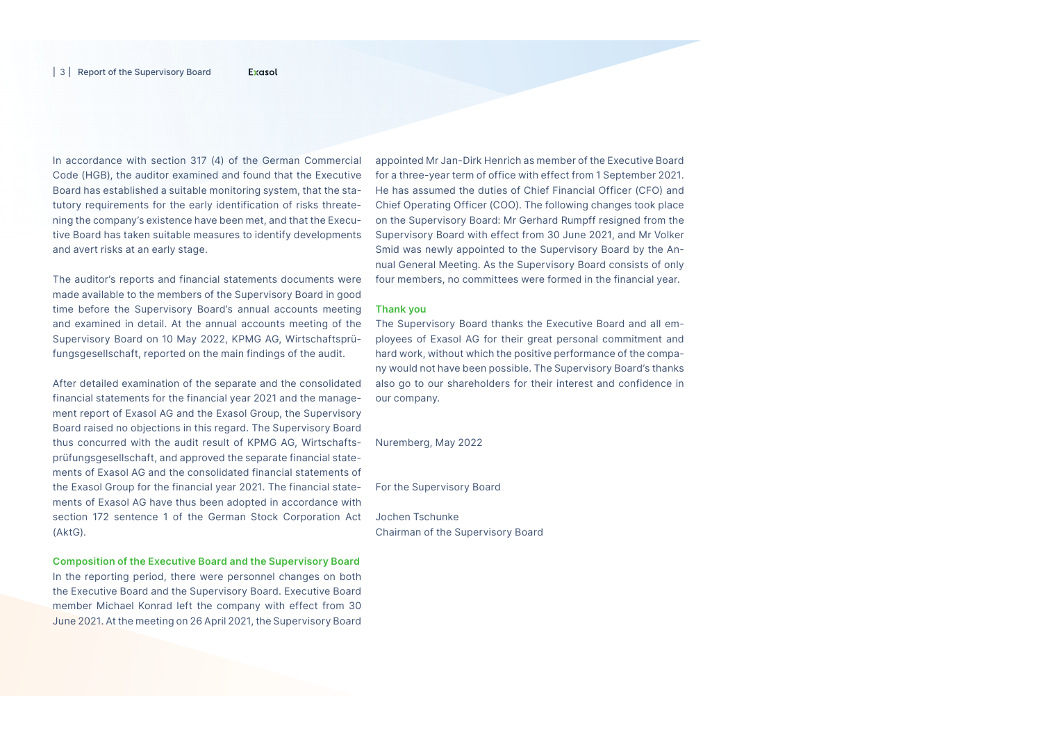In accordance with section 317 (4) of the German Commercial Code (HGB), the auditor examined and found that the Executive Board has established a suitable monitoring system, that the statutory requirements for the early identification of risks threatening the company's existence have been met, and that the Executive Board has taken suitable measures to identify developments and avert risks at an early stage.

The auditor's reports and financial statements documents were made available to the members of the Supervisory Board in good time before the Supervisory Board's annual accounts meeting and examined in detail. At the annual accounts meeting of the Supervisory Board on 10 May 2022, KPMG AG, Wirtschaftsprüfungsgesellschaft, reported on the main findings of the audit.

After detailed examination of the separate and the consolidated financial statements for the financial year 2021 and the management report of Exasol AG and the Exasol Group, the Supervisory Board raised no objections in this regard. The Supervisory Board thus concurred with the audit result of KPMG AG, Wirtschaftsprüfungsgesellschaft, and approved the separate financial statements of Exasol AG and the consolidated financial statements of the Exasol Group for the financial year 2021. The financial statements of Exasol AG have thus been adopted in accordance with section 172 sentence 1 of the German Stock Corporation Act (AktG).

**Composition of the Executive Board and the Supervisory Board**

In the reporting period, there were personnel changes on both the Executive Board and the Supervisory Board. Executive Board member Michael Konrad left the company with effect from 30 June 2021. At the meeting on 26 April 2021, the Supervisory Board appointed Mr Jan-Dirk Henrich as member of the Executive Board for a three-year term of office with effect from 1 September 2021. He has assumed the duties of Chief Financial Officer (CFO) and Chief Operating Officer (COO). The following changes took place on the Supervisory Board: Mr Gerhard Rumpff resigned from the Supervisory Board with effect from 30 June 2021, and Mr Volker Smid was newly appointed to the Supervisory Board by the Annual General Meeting. As the Supervisory Board consists of only four members, no committees were formed in the financial year.

**Thank you**

The Supervisory Board thanks the Executive Board and all employees of Exasol AG for their great personal commitment and hard work, without which the positive performance of the company would not have been possible. The Supervisory Board's thanks also go to our shareholders for their interest and confidence in our company.

Nuremberg, May 2022

For the Supervisory Board

Jochen Tschunke
Chairman of the Supervisory Board